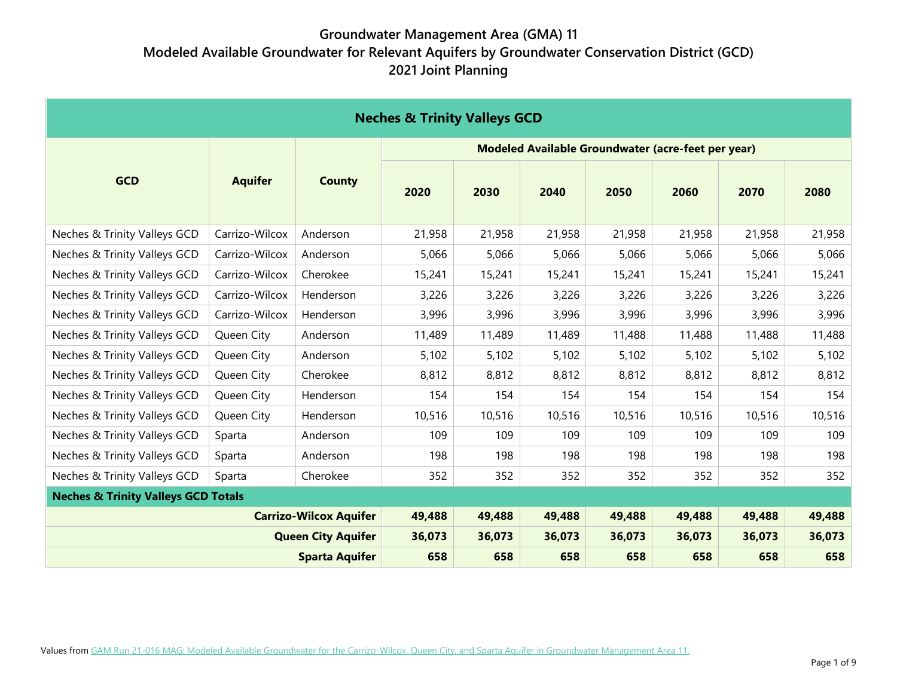# Groundwater Management Area (GMA) 11
## Modeled Available Groundwater for Relevant Aquifers by Groundwater Conservation District (GCD)
## 2021 Joint Planning

| Neches & Trinity Valleys GCD | | | | | | | | | |
|---|---|---|---|---|---|---|---|---|---|
| **GCD** | **Aquifer** | **County** | **Modeled Available Groundwater (acre-feet per year)** | | | | | | |
| | | | **2020** | **2030** | **2040** | **2050** | **2060** | **2070** | **2080** |
| Neches & Trinity Valleys GCD | Carrizo-Wilcox | Anderson | 21,958 | 21,958 | 21,958 | 21,958 | 21,958 | 21,958 | 21,958 |
| Neches & Trinity Valleys GCD | Carrizo-Wilcox | Anderson | 5,066 | 5,066 | 5,066 | 5,066 | 5,066 | 5,066 | 5,066 |
| Neches & Trinity Valleys GCD | Carrizo-Wilcox | Cherokee | 15,241 | 15,241 | 15,241 | 15,241 | 15,241 | 15,241 | 15,241 |
| Neches & Trinity Valleys GCD | Carrizo-Wilcox | Henderson | 3,226 | 3,226 | 3,226 | 3,226 | 3,226 | 3,226 | 3,226 |
| Neches & Trinity Valleys GCD | Carrizo-Wilcox | Henderson | 3,996 | 3,996 | 3,996 | 3,996 | 3,996 | 3,996 | 3,996 |
| Neches & Trinity Valleys GCD | Queen City | Anderson | 11,489 | 11,489 | 11,489 | 11,488 | 11,488 | 11,488 | 11,488 |
| Neches & Trinity Valleys GCD | Queen City | Anderson | 5,102 | 5,102 | 5,102 | 5,102 | 5,102 | 5,102 | 5,102 |
| Neches & Trinity Valleys GCD | Queen City | Cherokee | 8,812 | 8,812 | 8,812 | 8,812 | 8,812 | 8,812 | 8,812 |
| Neches & Trinity Valleys GCD | Queen City | Henderson | 154 | 154 | 154 | 154 | 154 | 154 | 154 |
| Neches & Trinity Valleys GCD | Queen City | Henderson | 10,516 | 10,516 | 10,516 | 10,516 | 10,516 | 10,516 | 10,516 |
| Neches & Trinity Valleys GCD | Sparta | Anderson | 109 | 109 | 109 | 109 | 109 | 109 | 109 |
| Neches & Trinity Valleys GCD | Sparta | Anderson | 198 | 198 | 198 | 198 | 198 | 198 | 198 |
| Neches & Trinity Valleys GCD | Sparta | Cherokee | 352 | 352 | 352 | 352 | 352 | 352 | 352 |
| **Neches & Trinity Valleys GCD Totals** | | | | | | | | | |
| | | **Carrizo-Wilcox Aquifer** | **49,488** | **49,488** | **49,488** | **49,488** | **49,488** | **49,488** | **49,488** |
| | | **Queen City Aquifer** | **36,073** | **36,073** | **36,073** | **36,073** | **36,073** | **36,073** | **36,073** |
| | | **Sparta Aquifer** | **658** | **658** | **658** | **658** | **658** | **658** | **658** |

Values from GAM Run 21-016 MAG: Modeled Available Groundwater for the Carrizo-Wilcox, Queen City, and Sparta Aquifer in Groundwater Management Area 11.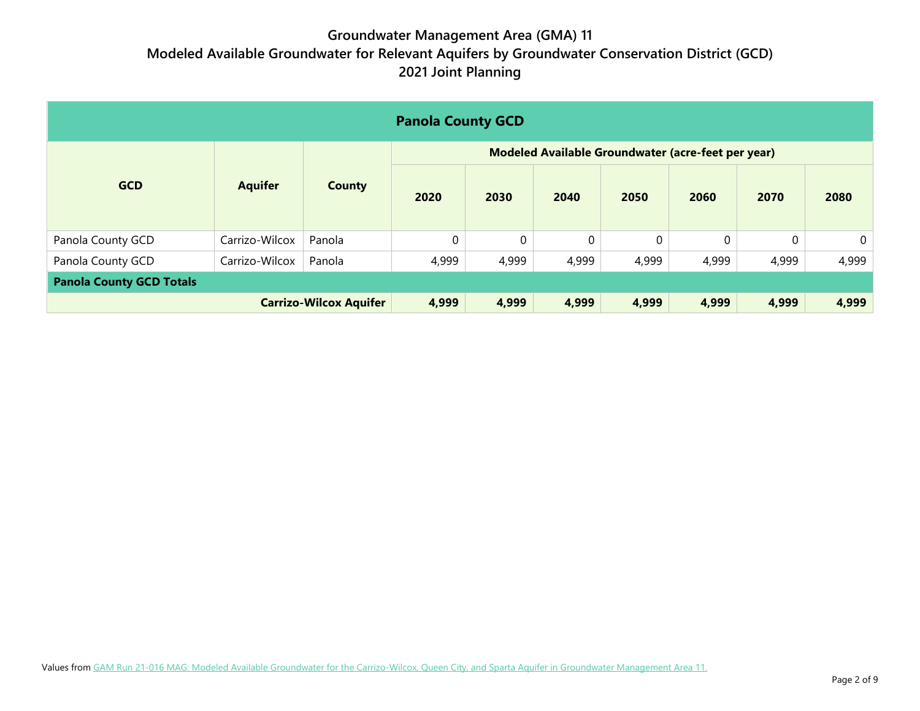# Groundwater Management Area (GMA) 11
## Modeled Available Groundwater for Relevant Aquifers by Groundwater Conservation District (GCD)
## 2021 Joint Planning

| Panola County GCD | | | | | | | | | |
|---|---|---|---|---|---|---|---|---|---|
| **GCD** | **Aquifer** | **County** | **Modeled Available Groundwater (acre-feet per year)** | | | | | | |
| | | | **2020** | **2030** | **2040** | **2050** | **2060** | **2070** | **2080** |
| Panola County GCD | Carrizo-Wilcox | Panola | 0 | 0 | 0 | 0 | 0 | 0 | 0 |
| Panola County GCD | Carrizo-Wilcox | Panola | 4,999 | 4,999 | 4,999 | 4,999 | 4,999 | 4,999 | 4,999 |
| **Panola County GCD Totals** | | | | | | | | | |
| | | **Carrizo-Wilcox Aquifer** | **4,999** | **4,999** | **4,999** | **4,999** | **4,999** | **4,999** | **4,999** |

Values from GAM Run 21-016 MAG: Modeled Available Groundwater for the Carrizo-Wilcox, Queen City, and Sparta Aquifer in Groundwater Management Area 11.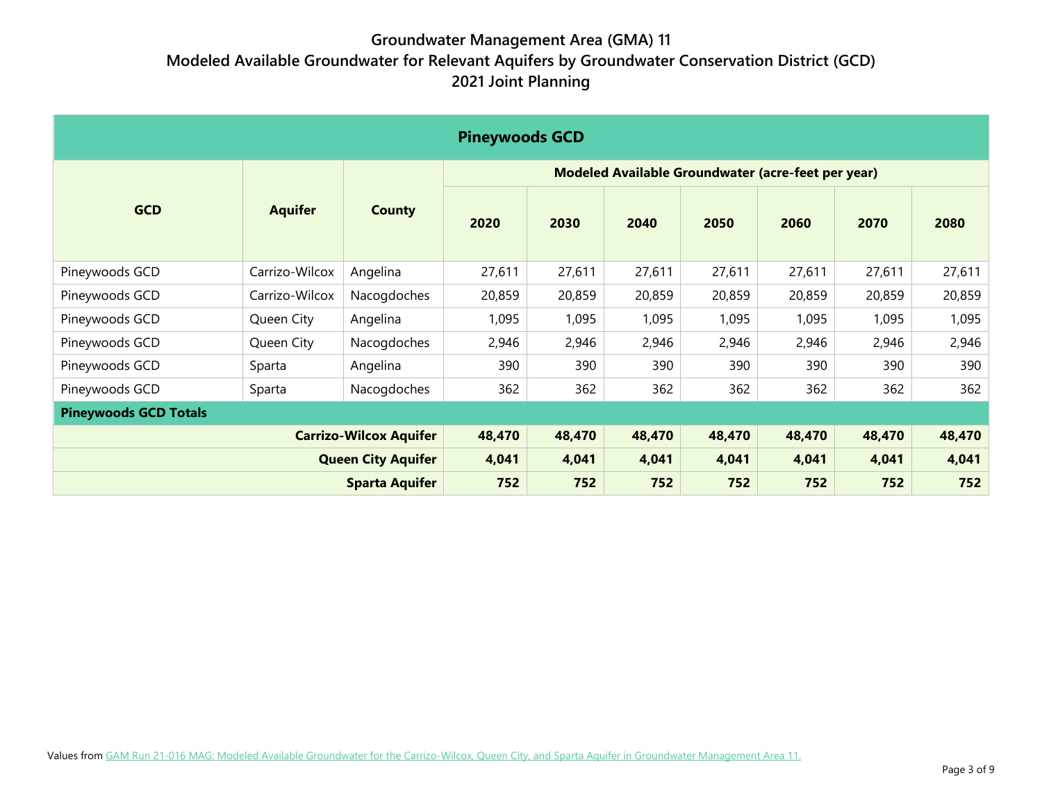# Groundwater Management Area (GMA) 11
## Modeled Available Groundwater for Relevant Aquifers by Groundwater Conservation District (GCD)
## 2021 Joint Planning

| Pineywoods GCD | | | | | | | | | |
|---|---|---|---|---|---|---|---|---|---|
| **GCD** | **Aquifer** | **County** | **Modeled Available Groundwater (acre-feet per year)** | | | | | | |
| | | | **2020** | **2030** | **2040** | **2050** | **2060** | **2070** | **2080** |
| Pineywoods GCD | Carrizo-Wilcox | Angelina | 27,611 | 27,611 | 27,611 | 27,611 | 27,611 | 27,611 | 27,611 |
| Pineywoods GCD | Carrizo-Wilcox | Nacogdoches | 20,859 | 20,859 | 20,859 | 20,859 | 20,859 | 20,859 | 20,859 |
| Pineywoods GCD | Queen City | Angelina | 1,095 | 1,095 | 1,095 | 1,095 | 1,095 | 1,095 | 1,095 |
| Pineywoods GCD | Queen City | Nacogdoches | 2,946 | 2,946 | 2,946 | 2,946 | 2,946 | 2,946 | 2,946 |
| Pineywoods GCD | Sparta | Angelina | 390 | 390 | 390 | 390 | 390 | 390 | 390 |
| Pineywoods GCD | Sparta | Nacogdoches | 362 | 362 | 362 | 362 | 362 | 362 | 362 |
| **Pineywoods GCD Totals** | | | | | | | | | |
| | | **Carrizo-Wilcox Aquifer** | **48,470** | **48,470** | **48,470** | **48,470** | **48,470** | **48,470** | **48,470** |
| | | **Queen City Aquifer** | **4,041** | **4,041** | **4,041** | **4,041** | **4,041** | **4,041** | **4,041** |
| | | **Sparta Aquifer** | **752** | **752** | **752** | **752** | **752** | **752** | **752** |

Values from GAM Run 21-016 MAG: Modeled Available Groundwater for the Carrizo-Wilcox, Queen City, and Sparta Aquifer in Groundwater Management Area 11.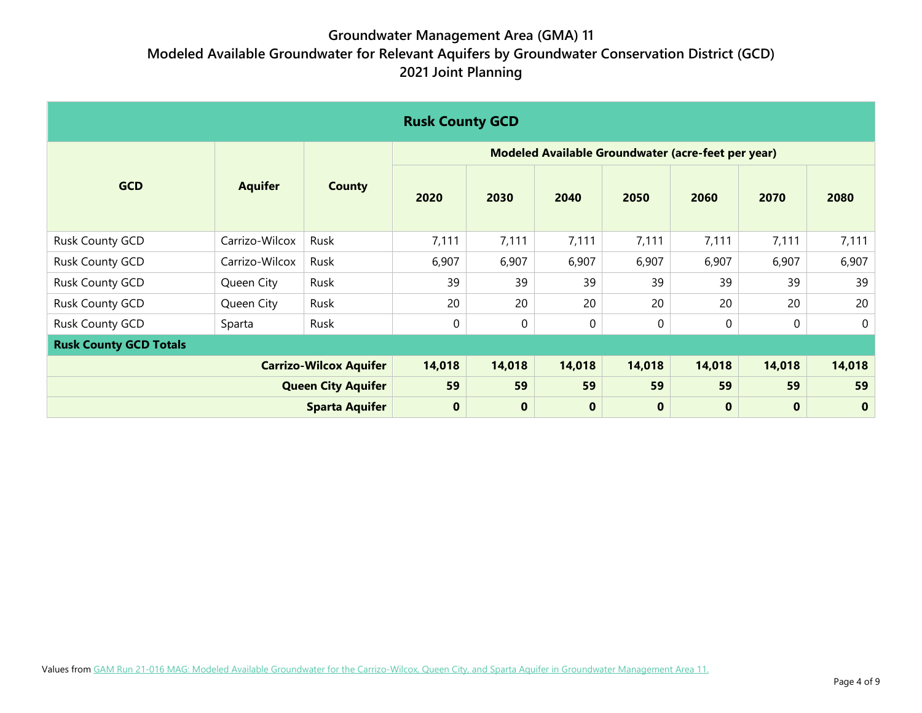# Groundwater Management Area (GMA) 11
## Modeled Available Groundwater for Relevant Aquifers by Groundwater Conservation District (GCD)
## 2021 Joint Planning

| Rusk County GCD | | | | | | | | | |
|---|---|---|---|---|---|---|---|---|---|
| **GCD** | **Aquifer** | **County** | **Modeled Available Groundwater (acre-feet per year)** | | | | | | |
| | | | **2020** | **2030** | **2040** | **2050** | **2060** | **2070** | **2080** |
| Rusk County GCD | Carrizo-Wilcox | Rusk | 7,111 | 7,111 | 7,111 | 7,111 | 7,111 | 7,111 | 7,111 |
| Rusk County GCD | Carrizo-Wilcox | Rusk | 6,907 | 6,907 | 6,907 | 6,907 | 6,907 | 6,907 | 6,907 |
| Rusk County GCD | Queen City | Rusk | 39 | 39 | 39 | 39 | 39 | 39 | 39 |
| Rusk County GCD | Queen City | Rusk | 20 | 20 | 20 | 20 | 20 | 20 | 20 |
| Rusk County GCD | Sparta | Rusk | 0 | 0 | 0 | 0 | 0 | 0 | 0 |
| **Rusk County GCD Totals** | | | | | | | | | |
| | | **Carrizo-Wilcox Aquifer** | **14,018** | **14,018** | **14,018** | **14,018** | **14,018** | **14,018** | **14,018** |
| | | **Queen City Aquifer** | **59** | **59** | **59** | **59** | **59** | **59** | **59** |
| | | **Sparta Aquifer** | **0** | **0** | **0** | **0** | **0** | **0** | **0** |

Values from GAM Run 21-016 MAG: Modeled Available Groundwater for the Carrizo-Wilcox, Queen City, and Sparta Aquifer in Groundwater Management Area 11.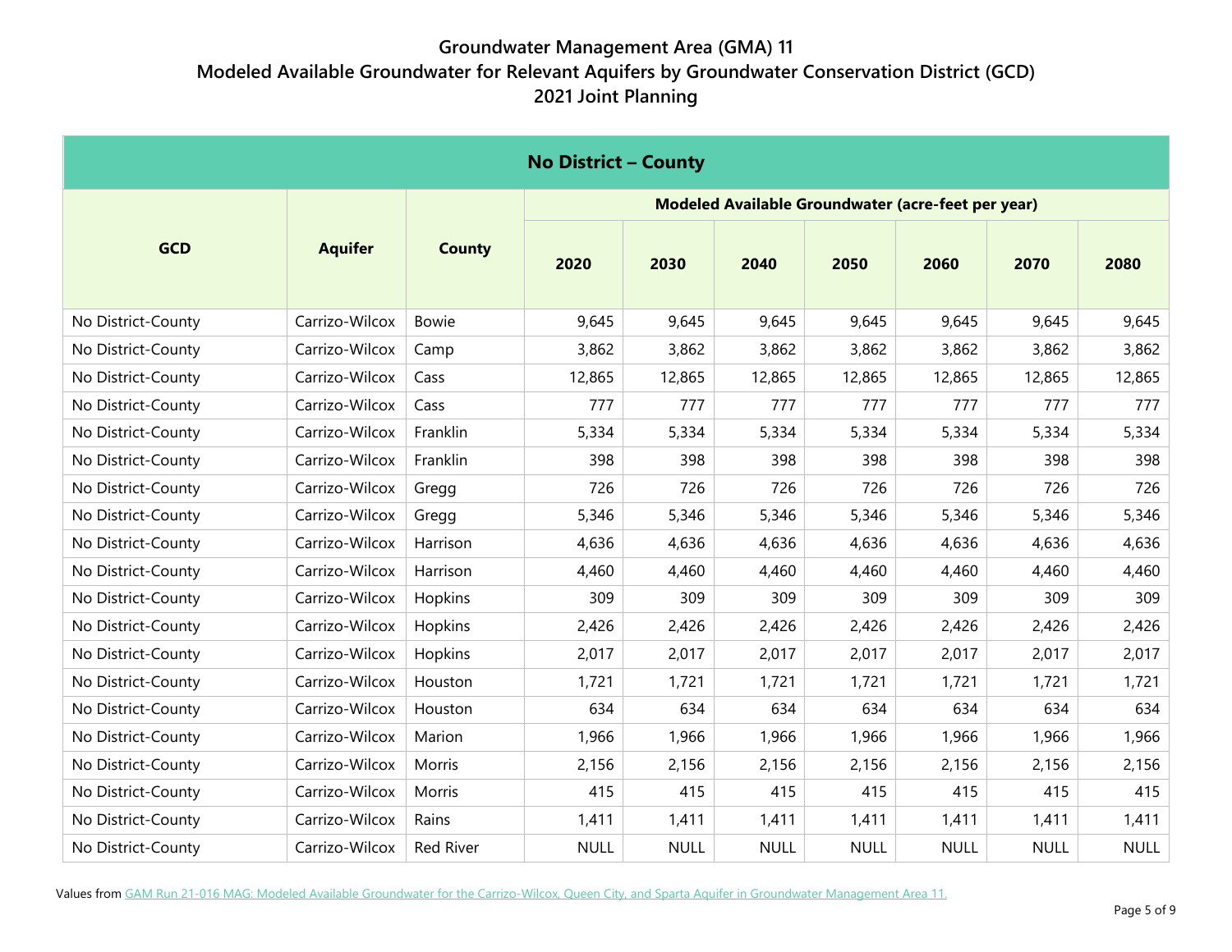# Groundwater Management Area (GMA) 11
## Modeled Available Groundwater for Relevant Aquifers by Groundwater Conservation District (GCD)
## 2021 Joint Planning

| No District – County | | | | | | | | | |
|---|---|---|---|---|---|---|---|---|---|
| GCD | Aquifer | County | Modeled Available Groundwater (acre-feet per year) | | | | | | |
| | | | 2020 | 2030 | 2040 | 2050 | 2060 | 2070 | 2080 |
| No District-County | Carrizo-Wilcox | Bowie | 9,645 | 9,645 | 9,645 | 9,645 | 9,645 | 9,645 | 9,645 |
| No District-County | Carrizo-Wilcox | Camp | 3,862 | 3,862 | 3,862 | 3,862 | 3,862 | 3,862 | 3,862 |
| No District-County | Carrizo-Wilcox | Cass | 12,865 | 12,865 | 12,865 | 12,865 | 12,865 | 12,865 | 12,865 |
| No District-County | Carrizo-Wilcox | Cass | 777 | 777 | 777 | 777 | 777 | 777 | 777 |
| No District-County | Carrizo-Wilcox | Franklin | 5,334 | 5,334 | 5,334 | 5,334 | 5,334 | 5,334 | 5,334 |
| No District-County | Carrizo-Wilcox | Franklin | 398 | 398 | 398 | 398 | 398 | 398 | 398 |
| No District-County | Carrizo-Wilcox | Gregg | 726 | 726 | 726 | 726 | 726 | 726 | 726 |
| No District-County | Carrizo-Wilcox | Gregg | 5,346 | 5,346 | 5,346 | 5,346 | 5,346 | 5,346 | 5,346 |
| No District-County | Carrizo-Wilcox | Harrison | 4,636 | 4,636 | 4,636 | 4,636 | 4,636 | 4,636 | 4,636 |
| No District-County | Carrizo-Wilcox | Harrison | 4,460 | 4,460 | 4,460 | 4,460 | 4,460 | 4,460 | 4,460 |
| No District-County | Carrizo-Wilcox | Hopkins | 309 | 309 | 309 | 309 | 309 | 309 | 309 |
| No District-County | Carrizo-Wilcox | Hopkins | 2,426 | 2,426 | 2,426 | 2,426 | 2,426 | 2,426 | 2,426 |
| No District-County | Carrizo-Wilcox | Hopkins | 2,017 | 2,017 | 2,017 | 2,017 | 2,017 | 2,017 | 2,017 |
| No District-County | Carrizo-Wilcox | Houston | 1,721 | 1,721 | 1,721 | 1,721 | 1,721 | 1,721 | 1,721 |
| No District-County | Carrizo-Wilcox | Houston | 634 | 634 | 634 | 634 | 634 | 634 | 634 |
| No District-County | Carrizo-Wilcox | Marion | 1,966 | 1,966 | 1,966 | 1,966 | 1,966 | 1,966 | 1,966 |
| No District-County | Carrizo-Wilcox | Morris | 2,156 | 2,156 | 2,156 | 2,156 | 2,156 | 2,156 | 2,156 |
| No District-County | Carrizo-Wilcox | Morris | 415 | 415 | 415 | 415 | 415 | 415 | 415 |
| No District-County | Carrizo-Wilcox | Rains | 1,411 | 1,411 | 1,411 | 1,411 | 1,411 | 1,411 | 1,411 |
| No District-County | Carrizo-Wilcox | Red River | NULL | NULL | NULL | NULL | NULL | NULL | NULL |

Values from GAM Run 21-016 MAG: Modeled Available Groundwater for the Carrizo-Wilcox, Queen City, and Sparta Aquifer in Groundwater Management Area 11.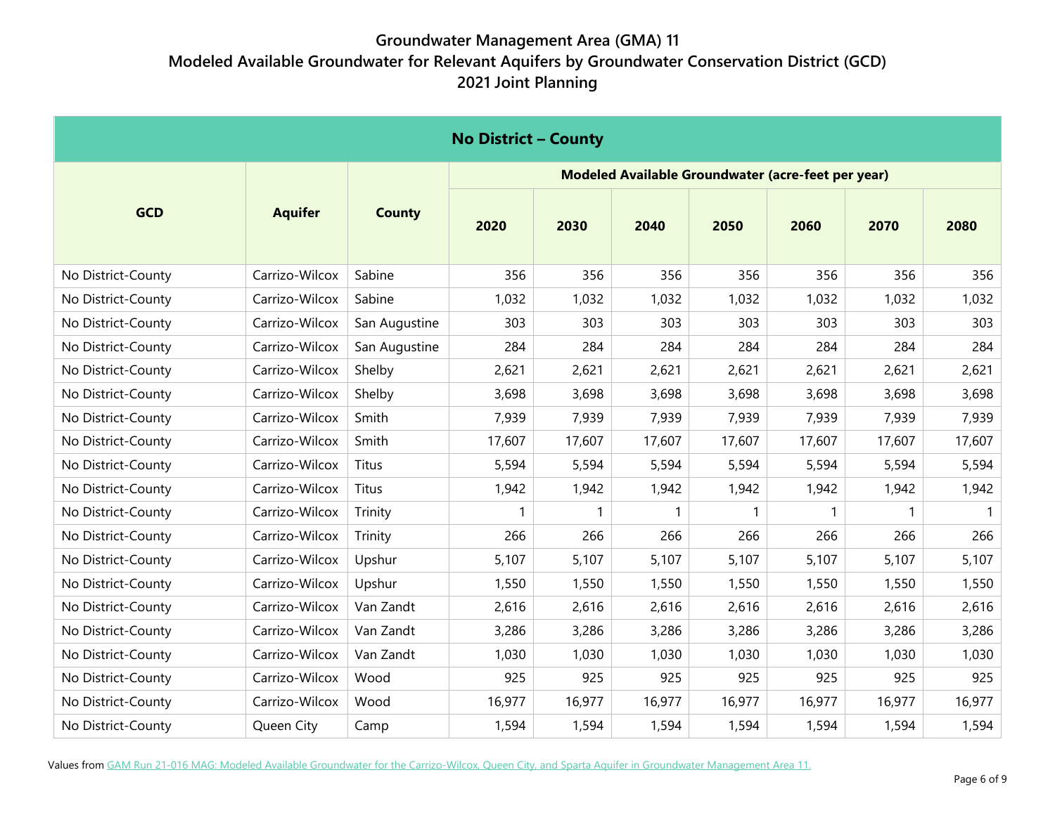# Groundwater Management Area (GMA) 11
## Modeled Available Groundwater for Relevant Aquifers by Groundwater Conservation District (GCD)
## 2021 Joint Planning

| No District – County | | | | | | | | | |
|---|---|---|---|---|---|---|---|---|---|
| **GCD** | **Aquifer** | **County** | **Modeled Available Groundwater (acre-feet per year)** | | | | | | |
| | | | **2020** | **2030** | **2040** | **2050** | **2060** | **2070** | **2080** |
| No District-County | Carrizo-Wilcox | Sabine | 356 | 356 | 356 | 356 | 356 | 356 | 356 |
| No District-County | Carrizo-Wilcox | Sabine | 1,032 | 1,032 | 1,032 | 1,032 | 1,032 | 1,032 | 1,032 |
| No District-County | Carrizo-Wilcox | San Augustine | 303 | 303 | 303 | 303 | 303 | 303 | 303 |
| No District-County | Carrizo-Wilcox | San Augustine | 284 | 284 | 284 | 284 | 284 | 284 | 284 |
| No District-County | Carrizo-Wilcox | Shelby | 2,621 | 2,621 | 2,621 | 2,621 | 2,621 | 2,621 | 2,621 |
| No District-County | Carrizo-Wilcox | Shelby | 3,698 | 3,698 | 3,698 | 3,698 | 3,698 | 3,698 | 3,698 |
| No District-County | Carrizo-Wilcox | Smith | 7,939 | 7,939 | 7,939 | 7,939 | 7,939 | 7,939 | 7,939 |
| No District-County | Carrizo-Wilcox | Smith | 17,607 | 17,607 | 17,607 | 17,607 | 17,607 | 17,607 | 17,607 |
| No District-County | Carrizo-Wilcox | Titus | 5,594 | 5,594 | 5,594 | 5,594 | 5,594 | 5,594 | 5,594 |
| No District-County | Carrizo-Wilcox | Titus | 1,942 | 1,942 | 1,942 | 1,942 | 1,942 | 1,942 | 1,942 |
| No District-County | Carrizo-Wilcox | Trinity | 1 | 1 | 1 | 1 | 1 | 1 | 1 |
| No District-County | Carrizo-Wilcox | Trinity | 266 | 266 | 266 | 266 | 266 | 266 | 266 |
| No District-County | Carrizo-Wilcox | Upshur | 5,107 | 5,107 | 5,107 | 5,107 | 5,107 | 5,107 | 5,107 |
| No District-County | Carrizo-Wilcox | Upshur | 1,550 | 1,550 | 1,550 | 1,550 | 1,550 | 1,550 | 1,550 |
| No District-County | Carrizo-Wilcox | Van Zandt | 2,616 | 2,616 | 2,616 | 2,616 | 2,616 | 2,616 | 2,616 |
| No District-County | Carrizo-Wilcox | Van Zandt | 3,286 | 3,286 | 3,286 | 3,286 | 3,286 | 3,286 | 3,286 |
| No District-County | Carrizo-Wilcox | Van Zandt | 1,030 | 1,030 | 1,030 | 1,030 | 1,030 | 1,030 | 1,030 |
| No District-County | Carrizo-Wilcox | Wood | 925 | 925 | 925 | 925 | 925 | 925 | 925 |
| No District-County | Carrizo-Wilcox | Wood | 16,977 | 16,977 | 16,977 | 16,977 | 16,977 | 16,977 | 16,977 |
| No District-County | Queen City | Camp | 1,594 | 1,594 | 1,594 | 1,594 | 1,594 | 1,594 | 1,594 |

Values from GAM Run 21-016 MAG: Modeled Available Groundwater for the Carrizo-Wilcox, Queen City, and Sparta Aquifer in Groundwater Management Area 11.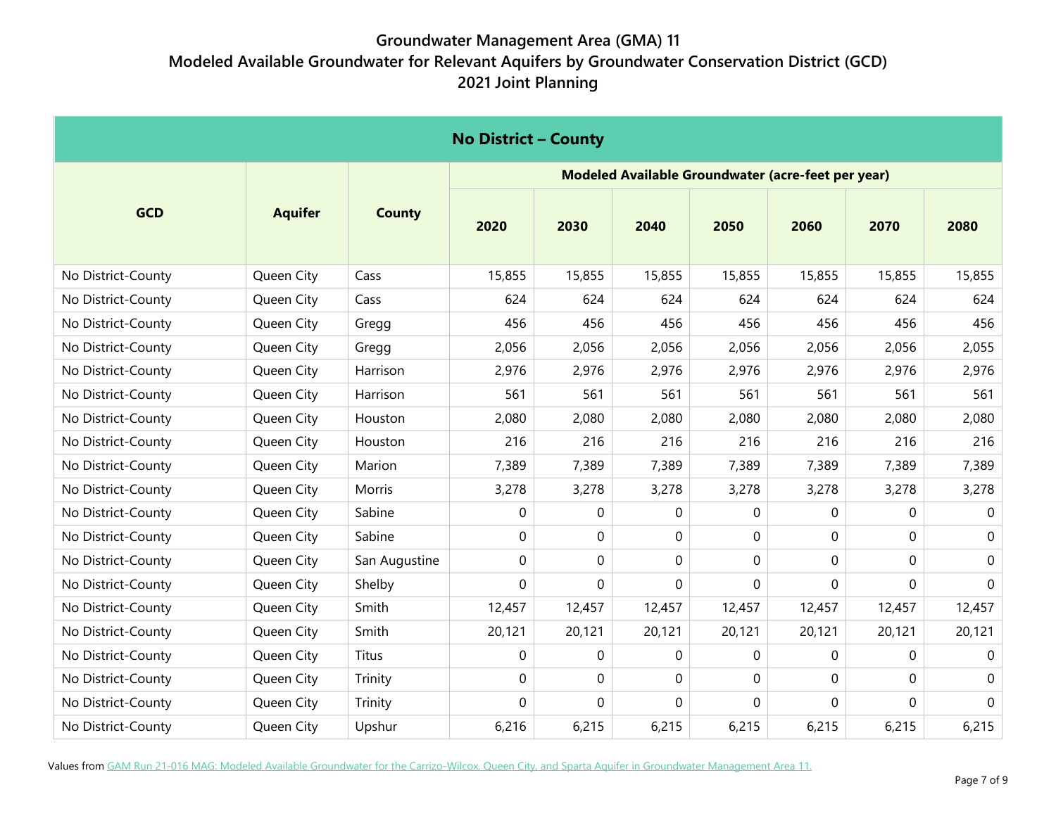# Groundwater Management Area (GMA) 11
## Modeled Available Groundwater for Relevant Aquifers by Groundwater Conservation District (GCD)
## 2021 Joint Planning

| No District – County | | | | | | | | | |
|---|---|---|---|---|---|---|---|---|---|
| **GCD** | **Aquifer** | **County** | **Modeled Available Groundwater (acre-feet per year)** | | | | | | |
| | | | **2020** | **2030** | **2040** | **2050** | **2060** | **2070** | **2080** |
| No District-County | Queen City | Cass | 15,855 | 15,855 | 15,855 | 15,855 | 15,855 | 15,855 | 15,855 |
| No District-County | Queen City | Cass | 624 | 624 | 624 | 624 | 624 | 624 | 624 |
| No District-County | Queen City | Gregg | 456 | 456 | 456 | 456 | 456 | 456 | 456 |
| No District-County | Queen City | Gregg | 2,056 | 2,056 | 2,056 | 2,056 | 2,056 | 2,056 | 2,055 |
| No District-County | Queen City | Harrison | 2,976 | 2,976 | 2,976 | 2,976 | 2,976 | 2,976 | 2,976 |
| No District-County | Queen City | Harrison | 561 | 561 | 561 | 561 | 561 | 561 | 561 |
| No District-County | Queen City | Houston | 2,080 | 2,080 | 2,080 | 2,080 | 2,080 | 2,080 | 2,080 |
| No District-County | Queen City | Houston | 216 | 216 | 216 | 216 | 216 | 216 | 216 |
| No District-County | Queen City | Marion | 7,389 | 7,389 | 7,389 | 7,389 | 7,389 | 7,389 | 7,389 |
| No District-County | Queen City | Morris | 3,278 | 3,278 | 3,278 | 3,278 | 3,278 | 3,278 | 3,278 |
| No District-County | Queen City | Sabine | 0 | 0 | 0 | 0 | 0 | 0 | 0 |
| No District-County | Queen City | Sabine | 0 | 0 | 0 | 0 | 0 | 0 | 0 |
| No District-County | Queen City | San Augustine | 0 | 0 | 0 | 0 | 0 | 0 | 0 |
| No District-County | Queen City | Shelby | 0 | 0 | 0 | 0 | 0 | 0 | 0 |
| No District-County | Queen City | Smith | 12,457 | 12,457 | 12,457 | 12,457 | 12,457 | 12,457 | 12,457 |
| No District-County | Queen City | Smith | 20,121 | 20,121 | 20,121 | 20,121 | 20,121 | 20,121 | 20,121 |
| No District-County | Queen City | Titus | 0 | 0 | 0 | 0 | 0 | 0 | 0 |
| No District-County | Queen City | Trinity | 0 | 0 | 0 | 0 | 0 | 0 | 0 |
| No District-County | Queen City | Trinity | 0 | 0 | 0 | 0 | 0 | 0 | 0 |
| No District-County | Queen City | Upshur | 6,216 | 6,215 | 6,215 | 6,215 | 6,215 | 6,215 | 6,215 |

Values from GAM Run 21-016 MAG: Modeled Available Groundwater for the Carrizo-Wilcox, Queen City, and Sparta Aquifer in Groundwater Management Area 11.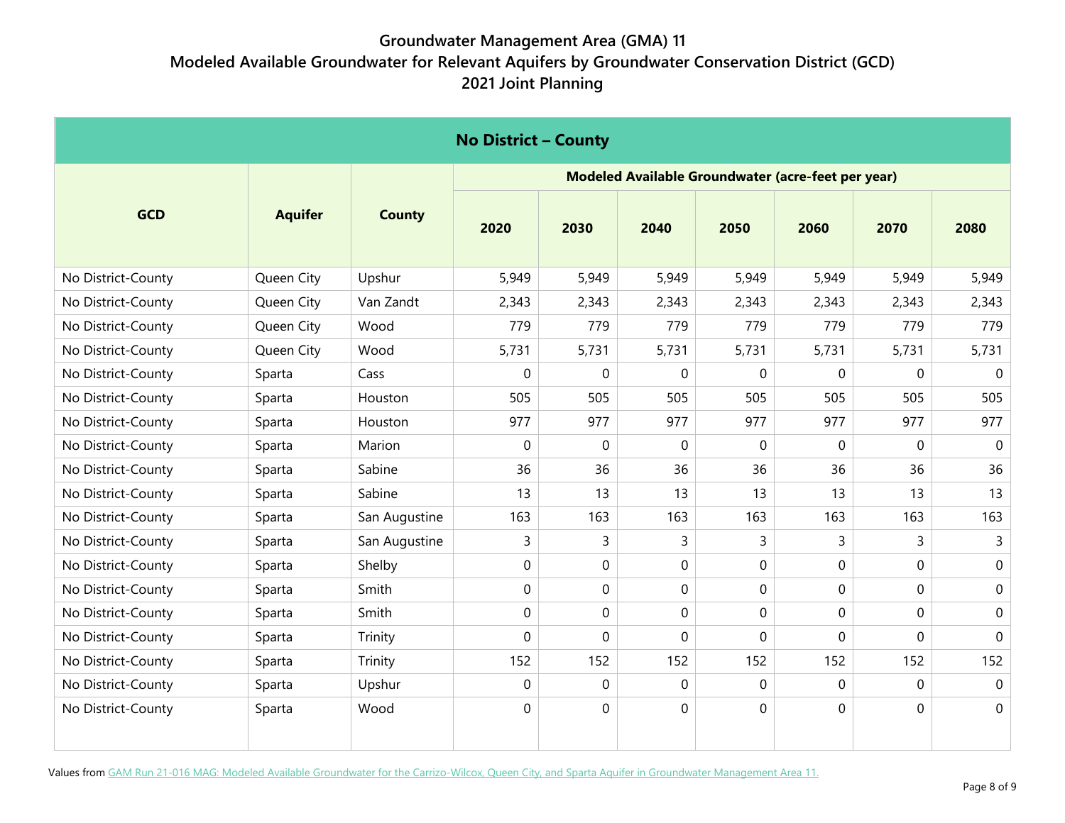# Groundwater Management Area (GMA) 11
## Modeled Available Groundwater for Relevant Aquifers by Groundwater Conservation District (GCD)
## 2021 Joint Planning

| No District – County | | | | | | | | | |
|---|---|---|---|---|---|---|---|---|---|
| **GCD** | **Aquifer** | **County** | **Modeled Available Groundwater (acre-feet per year)** | | | | | | |
| | | | **2020** | **2030** | **2040** | **2050** | **2060** | **2070** | **2080** |
| No District-County | Queen City | Upshur | 5,949 | 5,949 | 5,949 | 5,949 | 5,949 | 5,949 | 5,949 |
| No District-County | Queen City | Van Zandt | 2,343 | 2,343 | 2,343 | 2,343 | 2,343 | 2,343 | 2,343 |
| No District-County | Queen City | Wood | 779 | 779 | 779 | 779 | 779 | 779 | 779 |
| No District-County | Queen City | Wood | 5,731 | 5,731 | 5,731 | 5,731 | 5,731 | 5,731 | 5,731 |
| No District-County | Sparta | Cass | 0 | 0 | 0 | 0 | 0 | 0 | 0 |
| No District-County | Sparta | Houston | 505 | 505 | 505 | 505 | 505 | 505 | 505 |
| No District-County | Sparta | Houston | 977 | 977 | 977 | 977 | 977 | 977 | 977 |
| No District-County | Sparta | Marion | 0 | 0 | 0 | 0 | 0 | 0 | 0 |
| No District-County | Sparta | Sabine | 36 | 36 | 36 | 36 | 36 | 36 | 36 |
| No District-County | Sparta | Sabine | 13 | 13 | 13 | 13 | 13 | 13 | 13 |
| No District-County | Sparta | San Augustine | 163 | 163 | 163 | 163 | 163 | 163 | 163 |
| No District-County | Sparta | San Augustine | 3 | 3 | 3 | 3 | 3 | 3 | 3 |
| No District-County | Sparta | Shelby | 0 | 0 | 0 | 0 | 0 | 0 | 0 |
| No District-County | Sparta | Smith | 0 | 0 | 0 | 0 | 0 | 0 | 0 |
| No District-County | Sparta | Smith | 0 | 0 | 0 | 0 | 0 | 0 | 0 |
| No District-County | Sparta | Trinity | 0 | 0 | 0 | 0 | 0 | 0 | 0 |
| No District-County | Sparta | Trinity | 152 | 152 | 152 | 152 | 152 | 152 | 152 |
| No District-County | Sparta | Upshur | 0 | 0 | 0 | 0 | 0 | 0 | 0 |
| No District-County | Sparta | Wood | 0 | 0 | 0 | 0 | 0 | 0 | 0 |

Values from GAM Run 21-016 MAG: Modeled Available Groundwater for the Carrizo-Wilcox, Queen City, and Sparta Aquifer in Groundwater Management Area 11.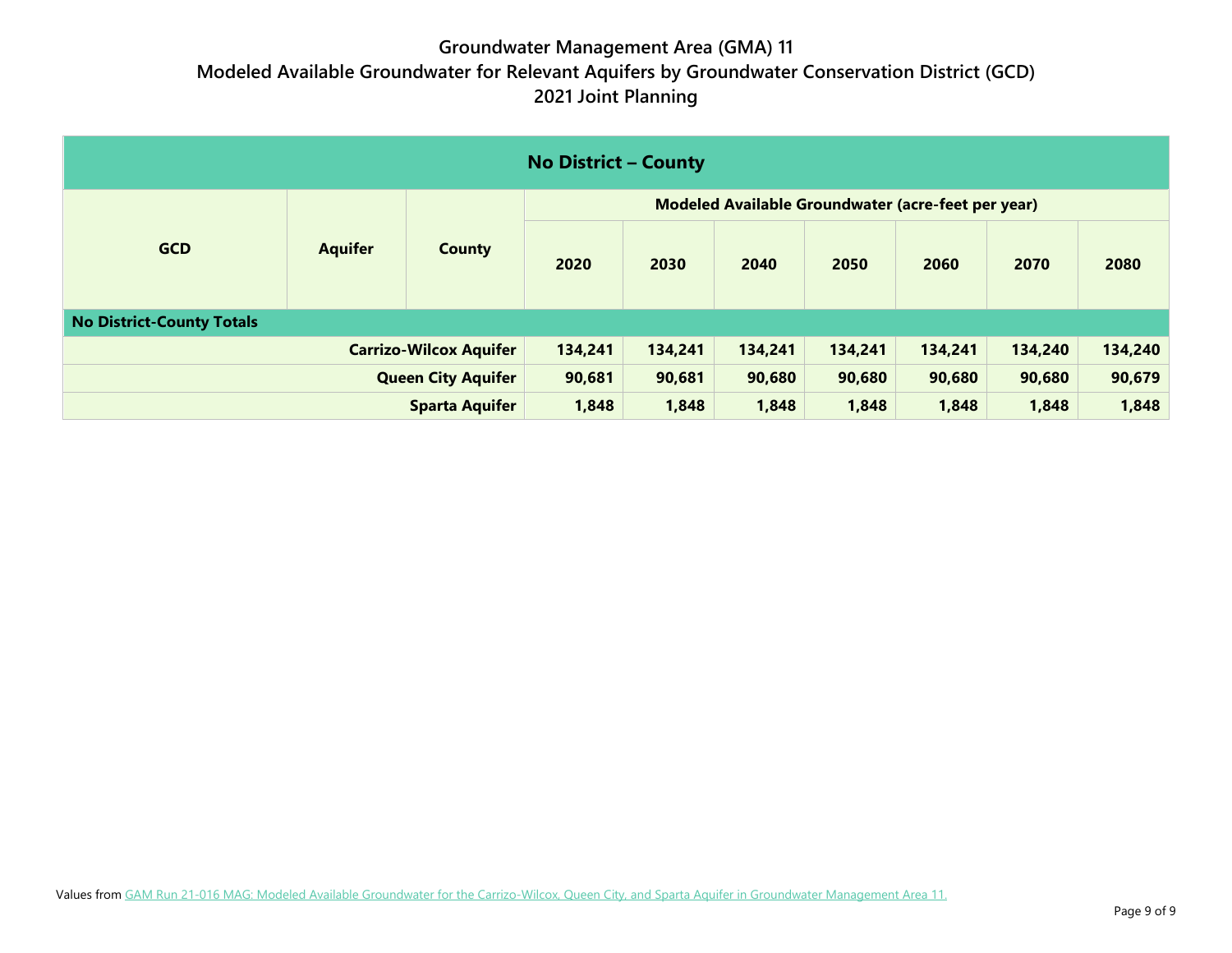# Groundwater Management Area (GMA) 11
## Modeled Available Groundwater for Relevant Aquifers by Groundwater Conservation District (GCD)
## 2021 Joint Planning

| No District – County | | | | | | | | | |
|---|---|---|---|---|---|---|---|---|---|
| GCD | Aquifer | County | Modeled Available Groundwater (acre-feet per year) | | | | | | |
| | | | 2020 | 2030 | 2040 | 2050 | 2060 | 2070 | 2080 |
| **No District-County Totals** | | | | | | | | | |
| | | **Carrizo-Wilcox Aquifer** | **134,241** | **134,241** | **134,241** | **134,241** | **134,241** | **134,240** | **134,240** |
| | | **Queen City Aquifer** | **90,681** | **90,681** | **90,680** | **90,680** | **90,680** | **90,680** | **90,679** |
| | | **Sparta Aquifer** | **1,848** | **1,848** | **1,848** | **1,848** | **1,848** | **1,848** | **1,848** |

Values from GAM Run 21-016 MAG: Modeled Available Groundwater for the Carrizo-Wilcox, Queen City, and Sparta Aquifer in Groundwater Management Area 11.